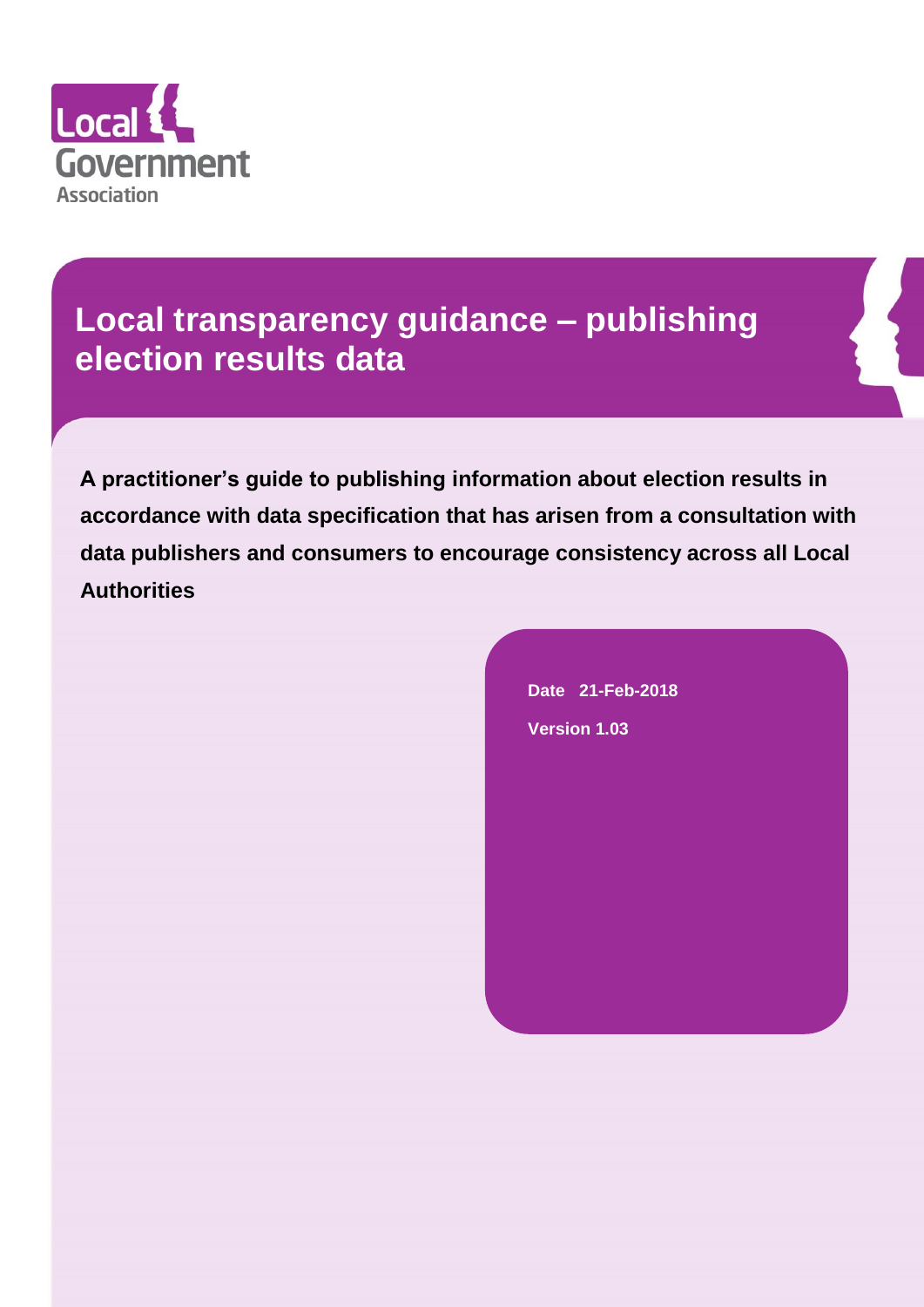Local Government Association

# Local transparency guidance – publishing election results data

**A practitioner's guide to publishing information about election results in accordance with data specification that has arisen from a consultation with data publishers and consumers to encourage consistency across all Local Authorities**

**Date 21-Feb-2018**

**Version 1.03**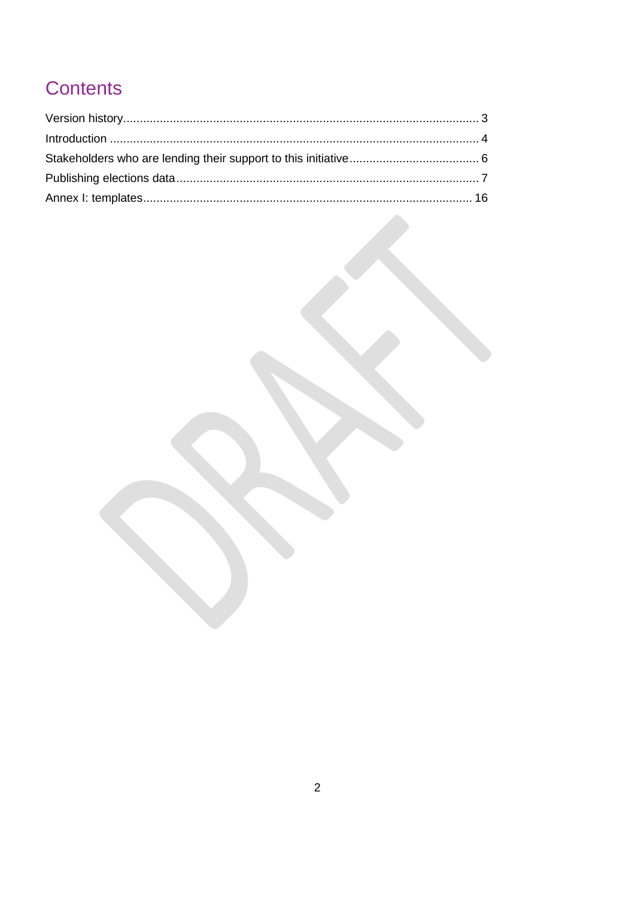# Contents

Version history.......................................................................................................... 3
Introduction .............................................................................................................. 4
Stakeholders who are lending their support to this initiative....................................... 6
Publishing elections data........................................................................................... 7
Annex I: templates.................................................................................................... 16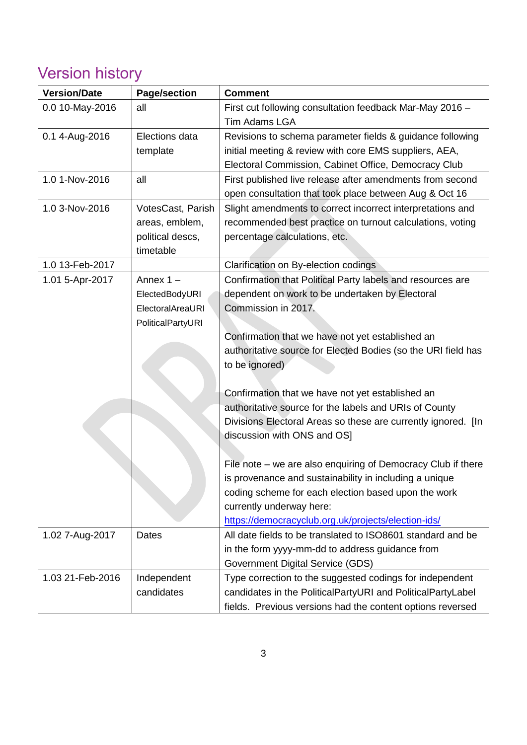## Version history

| Version/Date | Page/section | Comment |
|---|---|---|
| 0.0 10-May-2016 | all | First cut following consultation feedback Mar-May 2016 – Tim Adams LGA |
| 0.1 4-Aug-2016 | Elections data template | Revisions to schema parameter fields & guidance following initial meeting & review with core EMS suppliers, AEA, Electoral Commission, Cabinet Office, Democracy Club |
| 1.0 1-Nov-2016 | all | First published live release after amendments from second open consultation that took place between Aug & Oct 16 |
| 1.0 3-Nov-2016 | VotesCast, Parish areas, emblem, political descs, timetable | Slight amendments to correct incorrect interpretations and recommended best practice on turnout calculations, voting percentage calculations, etc. |
| 1.0 13-Feb-2017 | | Clarification on By-election codings |
| 1.01 5-Apr-2017 | Annex 1 – ElectedBodyURI ElectoralAreaURI PoliticalPartyURI | Confirmation that Political Party labels and resources are dependent on work to be undertaken by Electoral Commission in 2017.<br><br>Confirmation that we have not yet established an authoritative source for Elected Bodies (so the URI field has to be ignored)<br><br>Confirmation that we have not yet established an authoritative source for the labels and URIs of County Divisions Electoral Areas so these are currently ignored. [In discussion with ONS and OS]<br><br>File note – we are also enquiring of Democracy Club if there is provenance and sustainability in including a unique coding scheme for each election based upon the work currently underway here: https://democracyclub.org.uk/projects/election-ids/ |
| 1.02 7-Aug-2017 | Dates | All date fields to be translated to ISO8601 standard and be in the form yyyy-mm-dd to address guidance from Government Digital Service (GDS) |
| 1.03 21-Feb-2016 | Independent candidates | Type correction to the suggested codings for independent candidates in the PoliticalPartyURI and PoliticalPartyLabel fields. Previous versions had the content options reversed |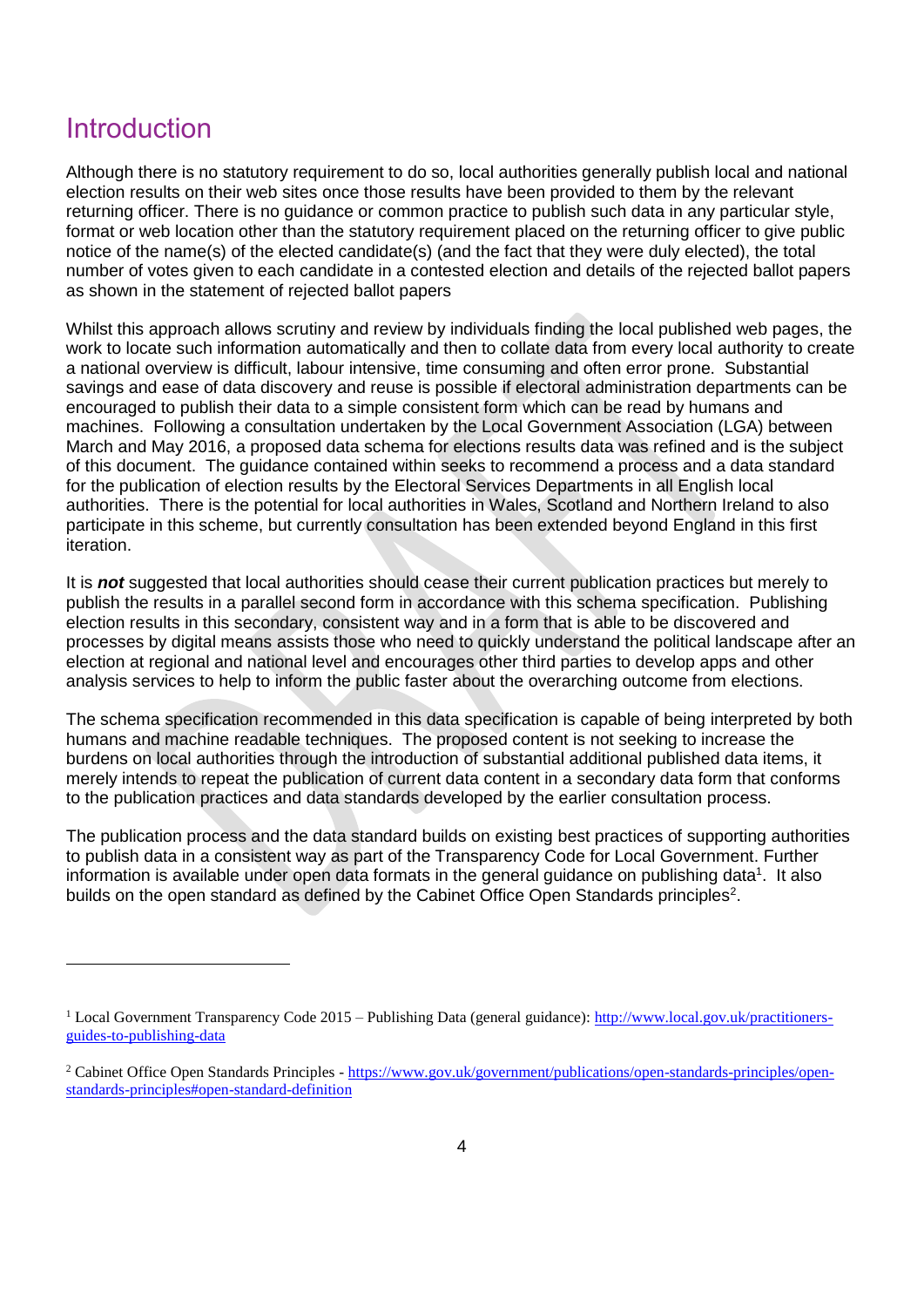# Introduction

Although there is no statutory requirement to do so, local authorities generally publish local and national election results on their web sites once those results have been provided to them by the relevant returning officer. There is no guidance or common practice to publish such data in any particular style, format or web location other than the statutory requirement placed on the returning officer to give public notice of the name(s) of the elected candidate(s) (and the fact that they were duly elected), the total number of votes given to each candidate in a contested election and details of the rejected ballot papers as shown in the statement of rejected ballot papers

Whilst this approach allows scrutiny and review by individuals finding the local published web pages, the work to locate such information automatically and then to collate data from every local authority to create a national overview is difficult, labour intensive, time consuming and often error prone. Substantial savings and ease of data discovery and reuse is possible if electoral administration departments can be encouraged to publish their data to a simple consistent form which can be read by humans and machines. Following a consultation undertaken by the Local Government Association (LGA) between March and May 2016, a proposed data schema for elections results data was refined and is the subject of this document. The guidance contained within seeks to recommend a process and a data standard for the publication of election results by the Electoral Services Departments in all English local authorities. There is the potential for local authorities in Wales, Scotland and Northern Ireland to also participate in this scheme, but currently consultation has been extended beyond England in this first iteration.

It is ***not*** suggested that local authorities should cease their current publication practices but merely to publish the results in a parallel second form in accordance with this schema specification. Publishing election results in this secondary, consistent way and in a form that is able to be discovered and processes by digital means assists those who need to quickly understand the political landscape after an election at regional and national level and encourages other third parties to develop apps and other analysis services to help to inform the public faster about the overarching outcome from elections.

The schema specification recommended in this data specification is capable of being interpreted by both humans and machine readable techniques. The proposed content is not seeking to increase the burdens on local authorities through the introduction of substantial additional published data items, it merely intends to repeat the publication of current data content in a secondary data form that conforms to the publication practices and data standards developed by the earlier consultation process.

The publication process and the data standard builds on existing best practices of supporting authorities to publish data in a consistent way as part of the Transparency Code for Local Government. Further information is available under open data formats in the general guidance on publishing data[1]. It also builds on the open standard as defined by the Cabinet Office Open Standards principles[2].

---

[1] Local Government Transparency Code 2015 – Publishing Data (general guidance): http://www.local.gov.uk/practitioners-guides-to-publishing-data

[2] Cabinet Office Open Standards Principles - https://www.gov.uk/government/publications/open-standards-principles/open-standards-principles#open-standard-definition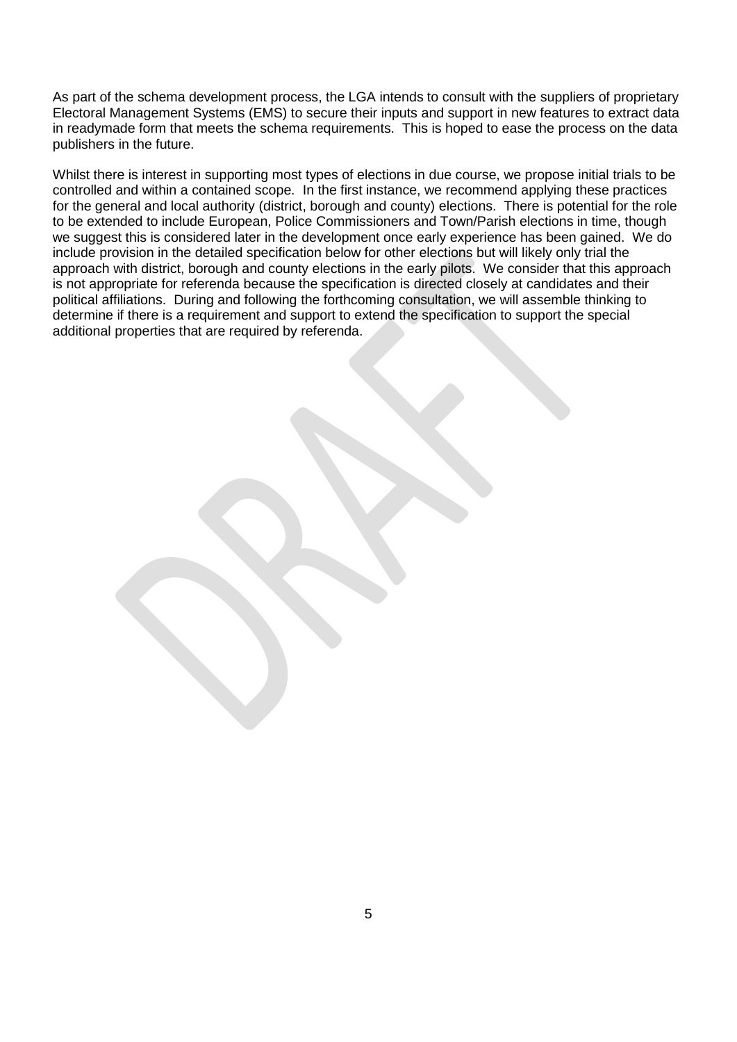As part of the schema development process, the LGA intends to consult with the suppliers of proprietary Electoral Management Systems (EMS) to secure their inputs and support in new features to extract data in readymade form that meets the schema requirements. This is hoped to ease the process on the data publishers in the future.

Whilst there is interest in supporting most types of elections in due course, we propose initial trials to be controlled and within a contained scope. In the first instance, we recommend applying these practices for the general and local authority (district, borough and county) elections. There is potential for the role to be extended to include European, Police Commissioners and Town/Parish elections in time, though we suggest this is considered later in the development once early experience has been gained. We do include provision in the detailed specification below for other elections but will likely only trial the approach with district, borough and county elections in the early pilots. We consider that this approach is not appropriate for referenda because the specification is directed closely at candidates and their political affiliations. During and following the forthcoming consultation, we will assemble thinking to determine if there is a requirement and support to extend the specification to support the special additional properties that are required by referenda.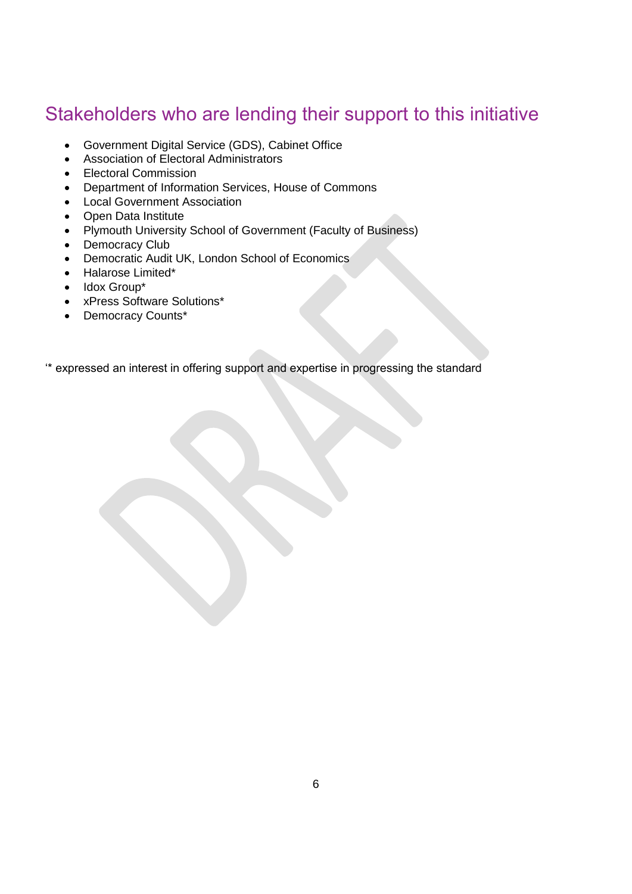## Stakeholders who are lending their support to this initiative

- Government Digital Service (GDS), Cabinet Office
- Association of Electoral Administrators
- Electoral Commission
- Department of Information Services, House of Commons
- Local Government Association
- Open Data Institute
- Plymouth University School of Government (Faculty of Business)
- Democracy Club
- Democratic Audit UK, London School of Economics
- Halarose Limited*
- Idox Group*
- xPress Software Solutions*
- Democracy Counts*

'* expressed an interest in offering support and expertise in progressing the standard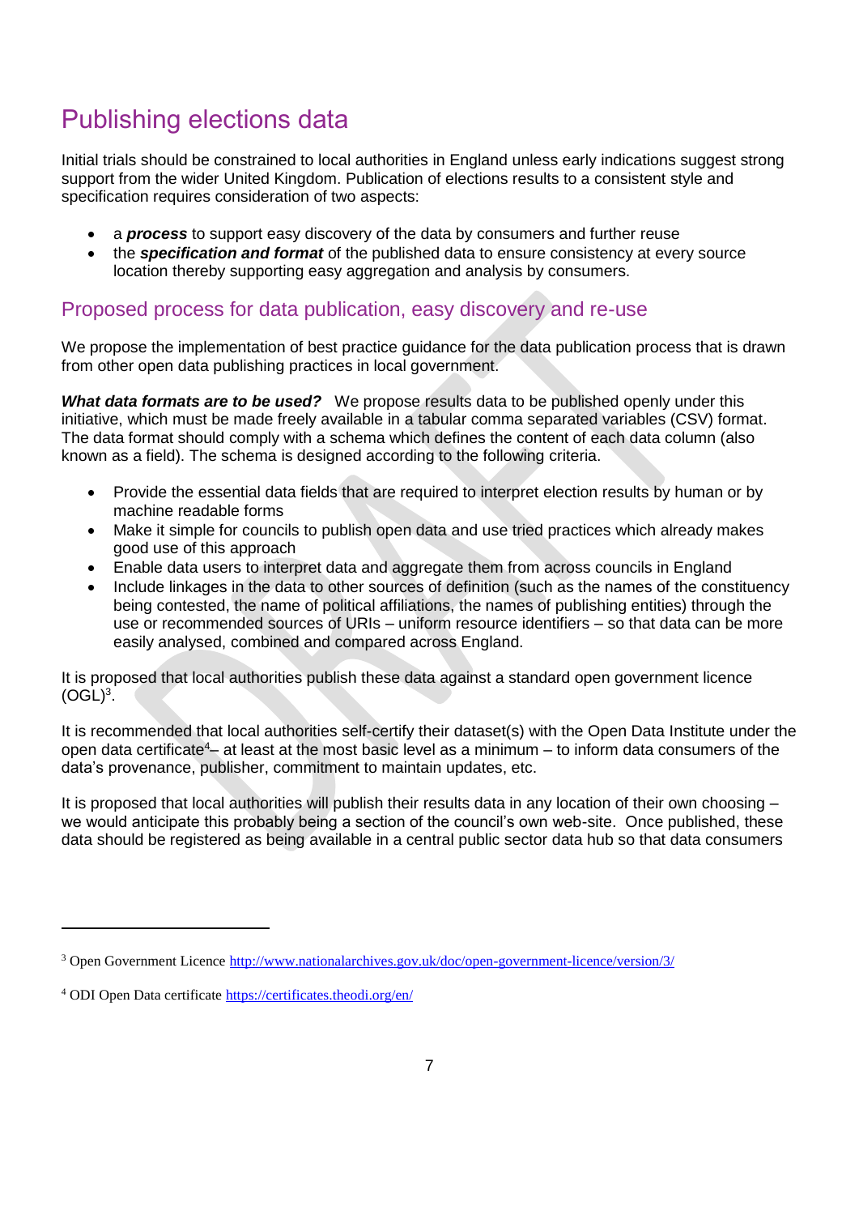# Publishing elections data

Initial trials should be constrained to local authorities in England unless early indications suggest strong support from the wider United Kingdom. Publication of elections results to a consistent style and specification requires consideration of two aspects:

- a ***process*** to support easy discovery of the data by consumers and further reuse
- the ***specification and format*** of the published data to ensure consistency at every source location thereby supporting easy aggregation and analysis by consumers.

## Proposed process for data publication, easy discovery and re-use

We propose the implementation of best practice guidance for the data publication process that is drawn from other open data publishing practices in local government.

***What data formats are to be used?*** We propose results data to be published openly under this initiative, which must be made freely available in a tabular comma separated variables (CSV) format. The data format should comply with a schema which defines the content of each data column (also known as a field). The schema is designed according to the following criteria.

- Provide the essential data fields that are required to interpret election results by human or by machine readable forms
- Make it simple for councils to publish open data and use tried practices which already makes good use of this approach
- Enable data users to interpret data and aggregate them from across councils in England
- Include linkages in the data to other sources of definition (such as the names of the constituency being contested, the name of political affiliations, the names of publishing entities) through the use or recommended sources of URIs – uniform resource identifiers – so that data can be more easily analysed, combined and compared across England.

It is proposed that local authorities publish these data against a standard open government licence (OGL)[3].

It is recommended that local authorities self-certify their dataset(s) with the Open Data Institute under the open data certificate[4]– at least at the most basic level as a minimum – to inform data consumers of the data's provenance, publisher, commitment to maintain updates, etc.

It is proposed that local authorities will publish their results data in any location of their own choosing – we would anticipate this probably being a section of the council's own web-site. Once published, these data should be registered as being available in a central public sector data hub so that data consumers

---

[3] Open Government Licence http://www.nationalarchives.gov.uk/doc/open-government-licence/version/3/

[4] ODI Open Data certificate https://certificates.theodi.org/en/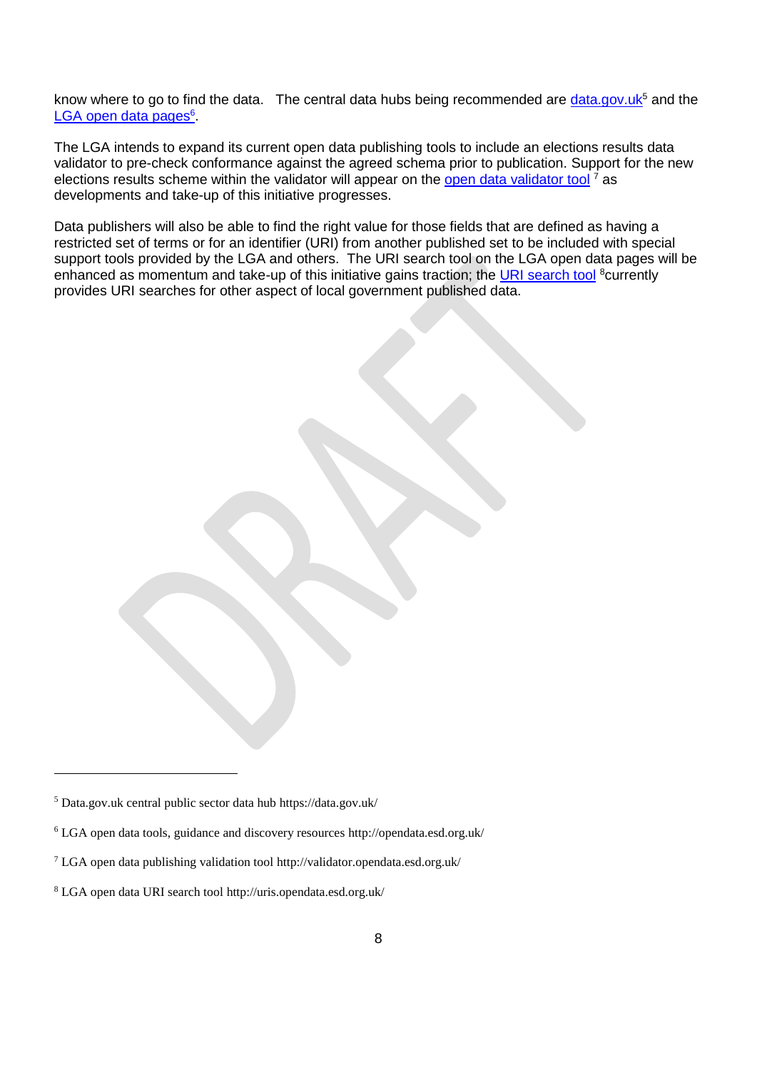know where to go to find the data. The central data hubs being recommended are [data.gov.uk](https://data.gov.uk/)[5] and the [LGA open data pages](http://opendata.esd.org.uk/)[6].

The LGA intends to expand its current open data publishing tools to include an elections results data validator to pre-check conformance against the agreed schema prior to publication. Support for the new elections results scheme within the validator will appear on the [open data validator tool](http://validator.opendata.esd.org.uk/) [7] as developments and take-up of this initiative progresses.

Data publishers will also be able to find the right value for those fields that are defined as having a restricted set of terms or for an identifier (URI) from another published set to be included with special support tools provided by the LGA and others. The URI search tool on the LGA open data pages will be enhanced as momentum and take-up of this initiative gains traction; the [URI search tool](http://uris.opendata.esd.org.uk/) [8]currently provides URI searches for other aspect of local government published data.

---

[5] Data.gov.uk central public sector data hub https://data.gov.uk/

[6] LGA open data tools, guidance and discovery resources http://opendata.esd.org.uk/

[7] LGA open data publishing validation tool http://validator.opendata.esd.org.uk/

[8] LGA open data URI search tool http://uris.opendata.esd.org.uk/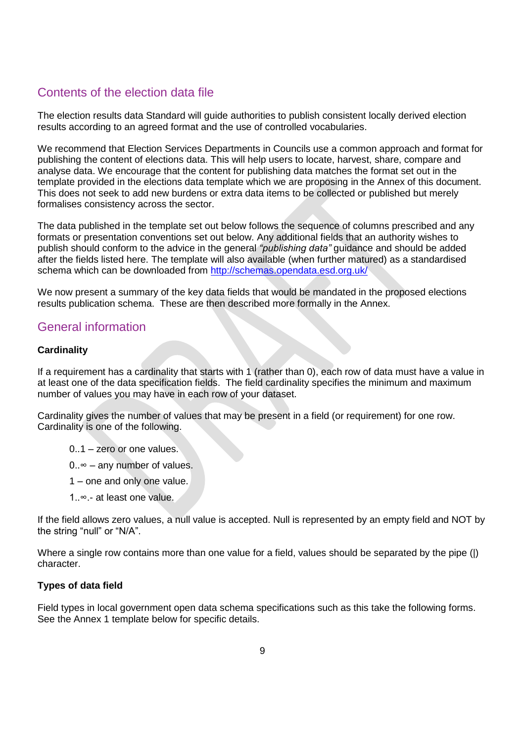## Contents of the election data file

The election results data Standard will guide authorities to publish consistent locally derived election results according to an agreed format and the use of controlled vocabularies.

We recommend that Election Services Departments in Councils use a common approach and format for publishing the content of elections data. This will help users to locate, harvest, share, compare and analyse data. We encourage that the content for publishing data matches the format set out in the template provided in the elections data template which we are proposing in the Annex of this document. This does not seek to add new burdens or extra data items to be collected or published but merely formalises consistency across the sector.

The data published in the template set out below follows the sequence of columns prescribed and any formats or presentation conventions set out below. Any additional fields that an authority wishes to publish should conform to the advice in the general *"publishing data"* guidance and should be added after the fields listed here. The template will also available (when further matured) as a standardised schema which can be downloaded from [http://schemas.opendata.esd.org.uk/](http://schemas.opendata.esd.org.uk/)

We now present a summary of the key data fields that would be mandated in the proposed elections results publication schema. These are then described more formally in the Annex.

## General information

**Cardinality**

If a requirement has a cardinality that starts with 1 (rather than 0), each row of data must have a value in at least one of the data specification fields. The field cardinality specifies the minimum and maximum number of values you may have in each row of your dataset.

Cardinality gives the number of values that may be present in a field (or requirement) for one row. Cardinality is one of the following.

- 0..1 – zero or one values.
- 0..∞ – any number of values.
- 1 – one and only one value.
- 1..∞.- at least one value.

If the field allows zero values, a null value is accepted. Null is represented by an empty field and NOT by the string "null" or "N/A".

Where a single row contains more than one value for a field, values should be separated by the pipe (|) character.

**Types of data field**

Field types in local government open data schema specifications such as this take the following forms. See the Annex 1 template below for specific details.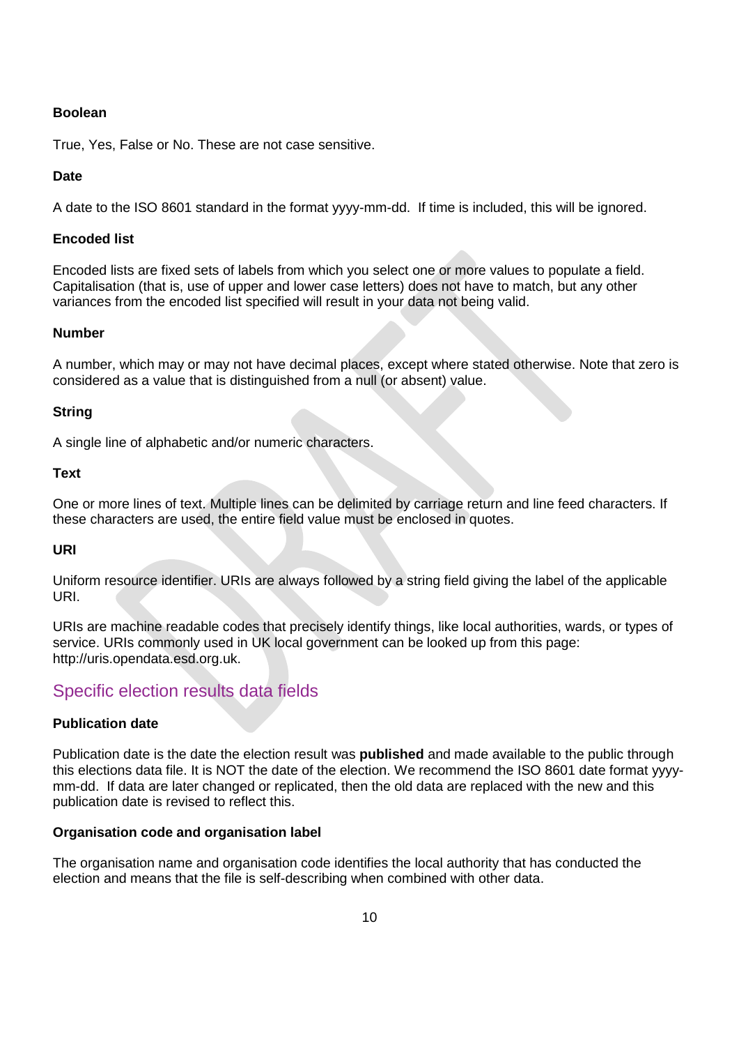**Boolean**

True, Yes, False or No. These are not case sensitive.

**Date**

A date to the ISO 8601 standard in the format yyyy-mm-dd. If time is included, this will be ignored.

**Encoded list**

Encoded lists are fixed sets of labels from which you select one or more values to populate a field. Capitalisation (that is, use of upper and lower case letters) does not have to match, but any other variances from the encoded list specified will result in your data not being valid.

**Number**

A number, which may or may not have decimal places, except where stated otherwise. Note that zero is considered as a value that is distinguished from a null (or absent) value.

**String**

A single line of alphabetic and/or numeric characters.

**Text**

One or more lines of text. Multiple lines can be delimited by carriage return and line feed characters. If these characters are used, the entire field value must be enclosed in quotes.

**URI**

Uniform resource identifier. URIs are always followed by a string field giving the label of the applicable URI.

URIs are machine readable codes that precisely identify things, like local authorities, wards, or types of service. URIs commonly used in UK local government can be looked up from this page: http://uris.opendata.esd.org.uk.

## Specific election results data fields

**Publication date**

Publication date is the date the election result was **published** and made available to the public through this elections data file. It is NOT the date of the election. We recommend the ISO 8601 date format yyyy-mm-dd. If data are later changed or replicated, then the old data are replaced with the new and this publication date is revised to reflect this.

**Organisation code and organisation label**

The organisation name and organisation code identifies the local authority that has conducted the election and means that the file is self-describing when combined with other data.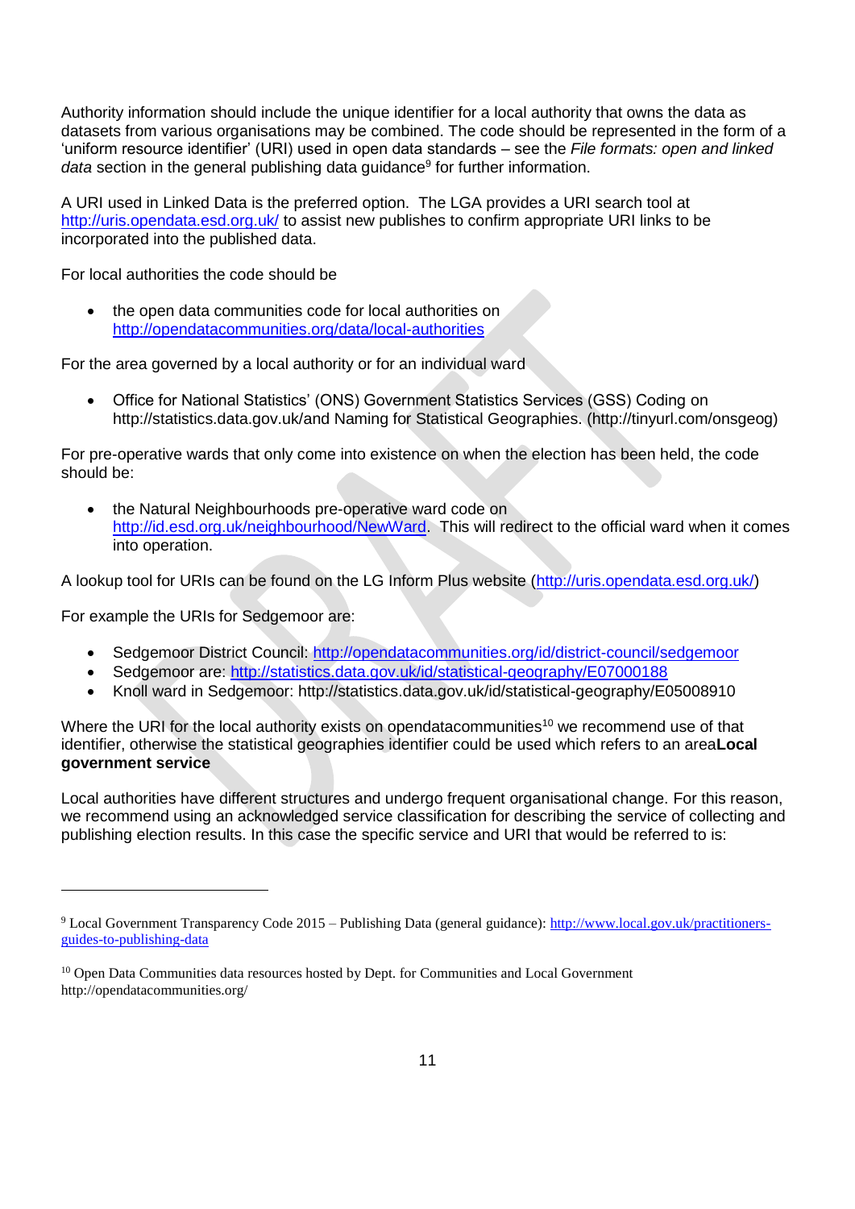Authority information should include the unique identifier for a local authority that owns the data as datasets from various organisations may be combined. The code should be represented in the form of a 'uniform resource identifier' (URI) used in open data standards – see the *File formats: open and linked data* section in the general publishing data guidance[9] for further information.

A URI used in Linked Data is the preferred option. The LGA provides a URI search tool at http://uris.opendata.esd.org.uk/ to assist new publishes to confirm appropriate URI links to be incorporated into the published data.

For local authorities the code should be

- the open data communities code for local authorities on http://opendatacommunities.org/data/local-authorities

For the area governed by a local authority or for an individual ward

- Office for National Statistics' (ONS) Government Statistics Services (GSS) Coding on http://statistics.data.gov.uk/and Naming for Statistical Geographies. (http://tinyurl.com/onsgeog)

For pre-operative wards that only come into existence on when the election has been held, the code should be:

- the Natural Neighbourhoods pre-operative ward code on http://id.esd.org.uk/neighbourhood/NewWard. This will redirect to the official ward when it comes into operation.

A lookup tool for URIs can be found on the LG Inform Plus website (http://uris.opendata.esd.org.uk/)

For example the URIs for Sedgemoor are:

- Sedgemoor District Council: http://opendatacommunities.org/id/district-council/sedgemoor
- Sedgemoor are: http://statistics.data.gov.uk/id/statistical-geography/E07000188
- Knoll ward in Sedgemoor: http://statistics.data.gov.uk/id/statistical-geography/E05008910

Where the URI for the local authority exists on opendatacommunities[10] we recommend use of that identifier, otherwise the statistical geographies identifier could be used which refers to an area**Local government service**

Local authorities have different structures and undergo frequent organisational change. For this reason, we recommend using an acknowledged service classification for describing the service of collecting and publishing election results. In this case the specific service and URI that would be referred to is:

---

[9] Local Government Transparency Code 2015 – Publishing Data (general guidance): http://www.local.gov.uk/practitioners-guides-to-publishing-data

[10] Open Data Communities data resources hosted by Dept. for Communities and Local Government http://opendatacommunities.org/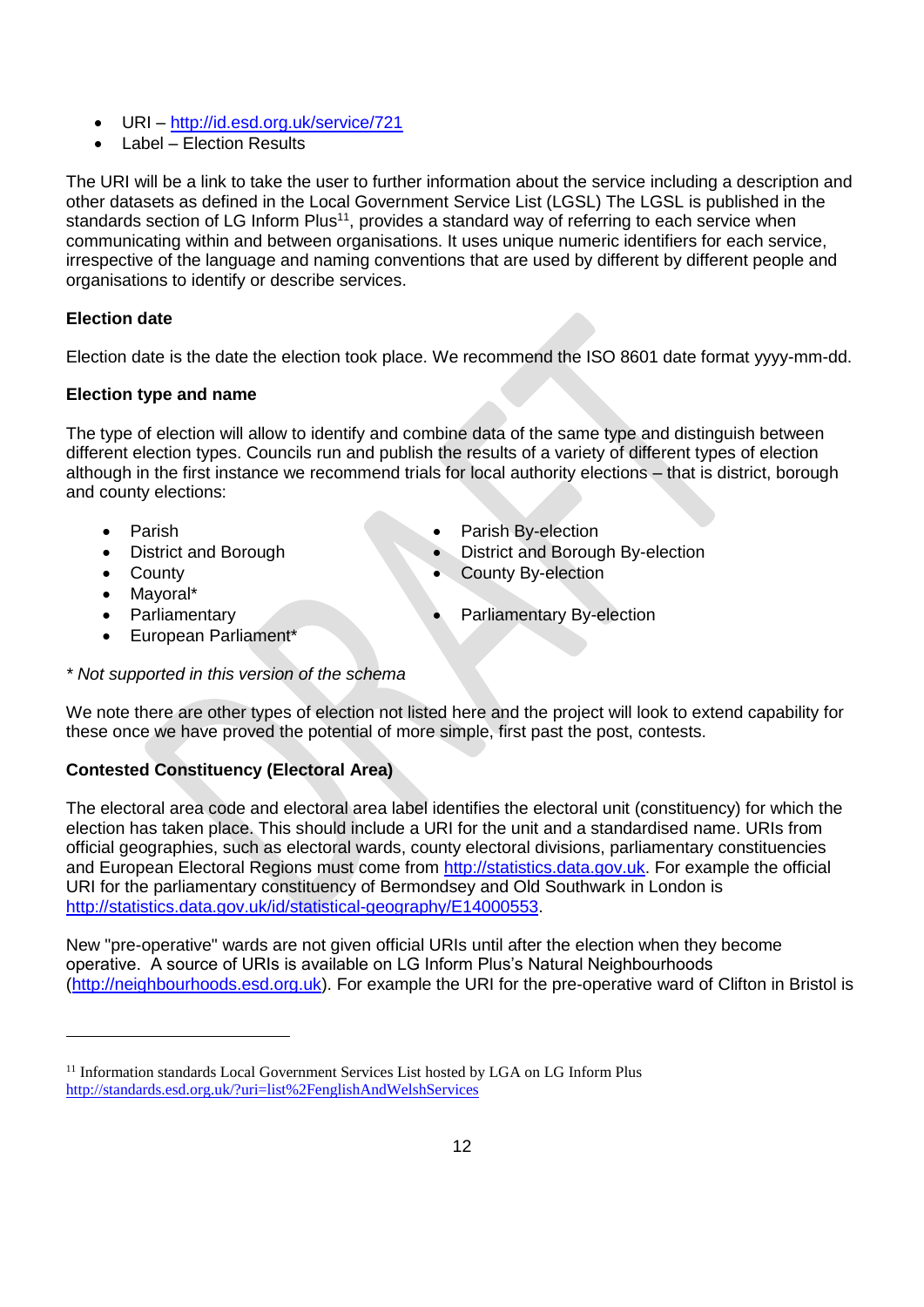- URI – http://id.esd.org.uk/service/721
- Label – Election Results

The URI will be a link to take the user to further information about the service including a description and other datasets as defined in the Local Government Service List (LGSL) The LGSL is published in the standards section of LG Inform Plus[11], provides a standard way of referring to each service when communicating within and between organisations. It uses unique numeric identifiers for each service, irrespective of the language and naming conventions that are used by different by different people and organisations to identify or describe services.

**Election date**

Election date is the date the election took place. We recommend the ISO 8601 date format yyyy-mm-dd.

**Election type and name**

The type of election will allow to identify and combine data of the same type and distinguish between different election types. Councils run and publish the results of a variety of different types of election although in the first instance we recommend trials for local authority elections – that is district, borough and county elections:

- Parish
- District and Borough
- County
- Mayoral*
- Parliamentary
- European Parliament*
- Parish By-election
- District and Borough By-election
- County By-election
- Parliamentary By-election

*\* Not supported in this version of the schema*

We note there are other types of election not listed here and the project will look to extend capability for these once we have proved the potential of more simple, first past the post, contests.

**Contested Constituency (Electoral Area)**

The electoral area code and electoral area label identifies the electoral unit (constituency) for which the election has taken place. This should include a URI for the unit and a standardised name. URIs from official geographies, such as electoral wards, county electoral divisions, parliamentary constituencies and European Electoral Regions must come from http://statistics.data.gov.uk. For example the official URI for the parliamentary constituency of Bermondsey and Old Southwark in London is http://statistics.data.gov.uk/id/statistical-geography/E14000553.

New "pre-operative" wards are not given official URIs until after the election when they become operative. A source of URIs is available on LG Inform Plus's Natural Neighbourhoods (http://neighbourhoods.esd.org.uk). For example the URI for the pre-operative ward of Clifton in Bristol is

[11] Information standards Local Government Services List hosted by LGA on LG Inform Plus http://standards.esd.org.uk/?uri=list%2FenglishAndWelshServices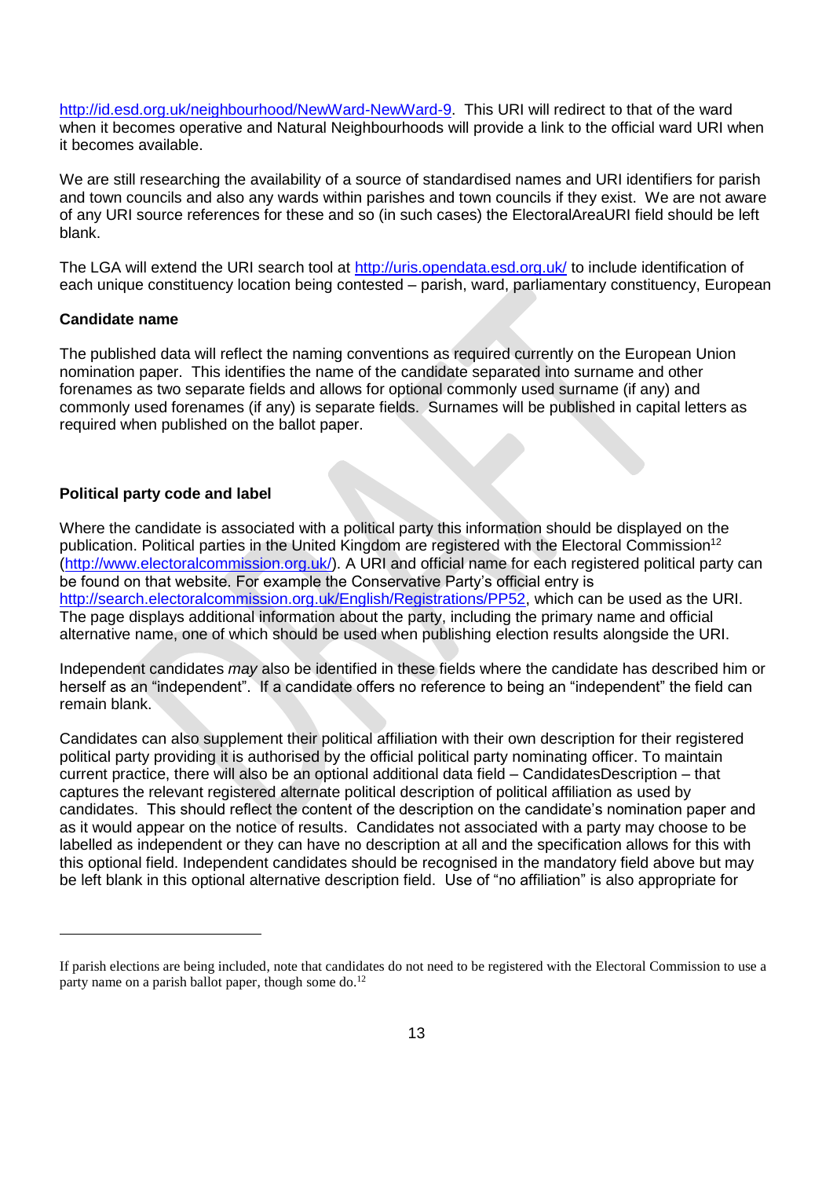http://id.esd.org.uk/neighbourhood/NewWard-NewWard-9. This URI will redirect to that of the ward when it becomes operative and Natural Neighbourhoods will provide a link to the official ward URI when it becomes available.

We are still researching the availability of a source of standardised names and URI identifiers for parish and town councils and also any wards within parishes and town councils if they exist. We are not aware of any URI source references for these and so (in such cases) the ElectoralAreaURI field should be left blank.

The LGA will extend the URI search tool at http://uris.opendata.esd.org.uk/ to include identification of each unique constituency location being contested – parish, ward, parliamentary constituency, European

**Candidate name**

The published data will reflect the naming conventions as required currently on the European Union nomination paper. This identifies the name of the candidate separated into surname and other forenames as two separate fields and allows for optional commonly used surname (if any) and commonly used forenames (if any) is separate fields. Surnames will be published in capital letters as required when published on the ballot paper.

**Political party code and label**

Where the candidate is associated with a political party this information should be displayed on the publication. Political parties in the United Kingdom are registered with the Electoral Commission[12] (http://www.electoralcommission.org.uk/). A URI and official name for each registered political party can be found on that website. For example the Conservative Party's official entry is http://search.electoralcommission.org.uk/English/Registrations/PP52, which can be used as the URI. The page displays additional information about the party, including the primary name and official alternative name, one of which should be used when publishing election results alongside the URI.

Independent candidates *may* also be identified in these fields where the candidate has described him or herself as an "independent". If a candidate offers no reference to being an "independent" the field can remain blank.

Candidates can also supplement their political affiliation with their own description for their registered political party providing it is authorised by the official political party nominating officer. To maintain current practice, there will also be an optional additional data field – CandidatesDescription – that captures the relevant registered alternate political description of political affiliation as used by candidates. This should reflect the content of the description on the candidate's nomination paper and as it would appear on the notice of results. Candidates not associated with a party may choose to be labelled as independent or they can have no description at all and the specification allows for this with this optional field. Independent candidates should be recognised in the mandatory field above but may be left blank in this optional alternative description field. Use of "no affiliation" is also appropriate for

---

If parish elections are being included, note that candidates do not need to be registered with the Electoral Commission to use a party name on a parish ballot paper, though some do.[12]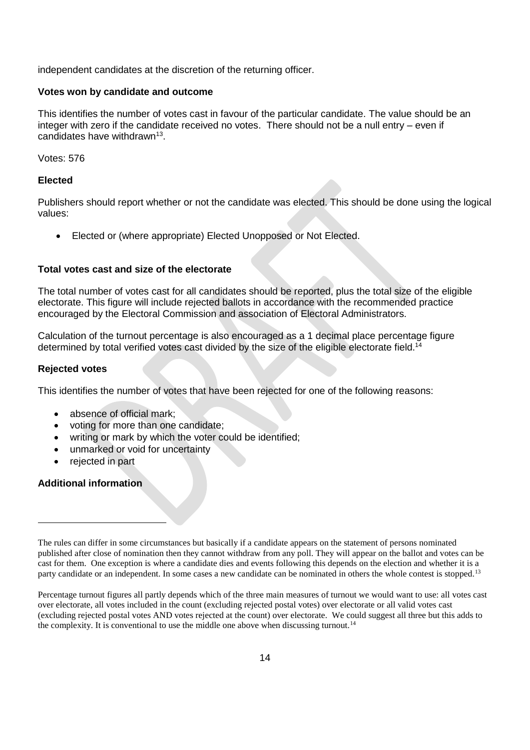independent candidates at the discretion of the returning officer.

**Votes won by candidate and outcome**

This identifies the number of votes cast in favour of the particular candidate. The value should be an integer with zero if the candidate received no votes. There should not be a null entry – even if candidates have withdrawn[13].

Votes: 576

**Elected**

Publishers should report whether or not the candidate was elected. This should be done using the logical values:

- Elected or (where appropriate) Elected Unopposed or Not Elected.

**Total votes cast and size of the electorate**

The total number of votes cast for all candidates should be reported, plus the total size of the eligible electorate. This figure will include rejected ballots in accordance with the recommended practice encouraged by the Electoral Commission and association of Electoral Administrators.

Calculation of the turnout percentage is also encouraged as a 1 decimal place percentage figure determined by total verified votes cast divided by the size of the eligible electorate field.[14]

**Rejected votes**

This identifies the number of votes that have been rejected for one of the following reasons:

- absence of official mark;
- voting for more than one candidate;
- writing or mark by which the voter could be identified;
- unmarked or void for uncertainty
- rejected in part

**Additional information**

---

The rules can differ in some circumstances but basically if a candidate appears on the statement of persons nominated published after close of nomination then they cannot withdraw from any poll. They will appear on the ballot and votes can be cast for them. One exception is where a candidate dies and events following this depends on the election and whether it is a party candidate or an independent. In some cases a new candidate can be nominated in others the whole contest is stopped.[13]

Percentage turnout figures all partly depends which of the three main measures of turnout we would want to use: all votes cast over electorate, all votes included in the count (excluding rejected postal votes) over electorate or all valid votes cast (excluding rejected postal votes AND votes rejected at the count) over electorate. We could suggest all three but this adds to the complexity. It is conventional to use the middle one above when discussing turnout.[14]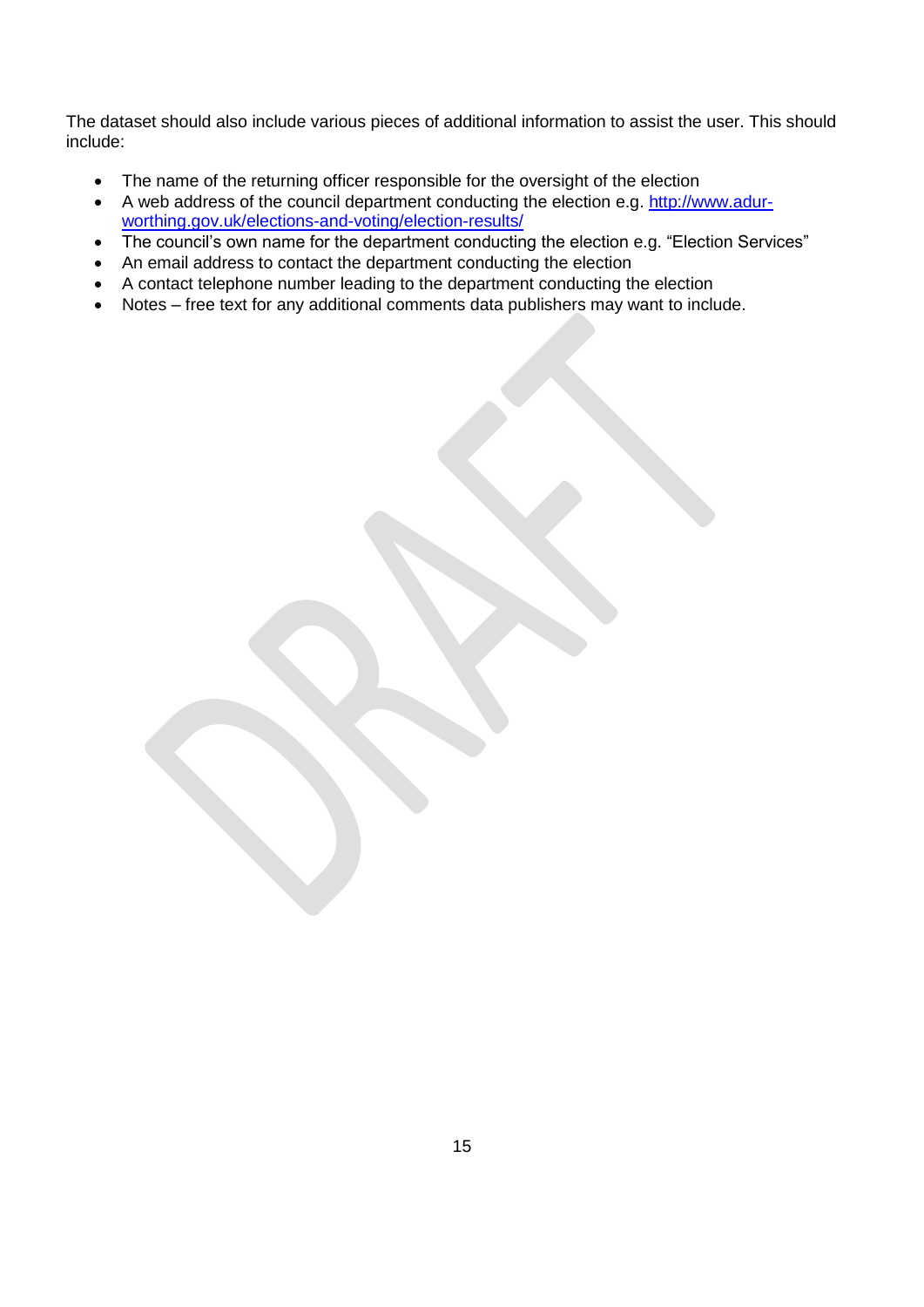The dataset should also include various pieces of additional information to assist the user. This should include:

- The name of the returning officer responsible for the oversight of the election
- A web address of the council department conducting the election e.g. [http://www.adur-worthing.gov.uk/elections-and-voting/election-results/](http://www.adur-worthing.gov.uk/elections-and-voting/election-results/)
- The council's own name for the department conducting the election e.g. "Election Services"
- An email address to contact the department conducting the election
- A contact telephone number leading to the department conducting the election
- Notes – free text for any additional comments data publishers may want to include.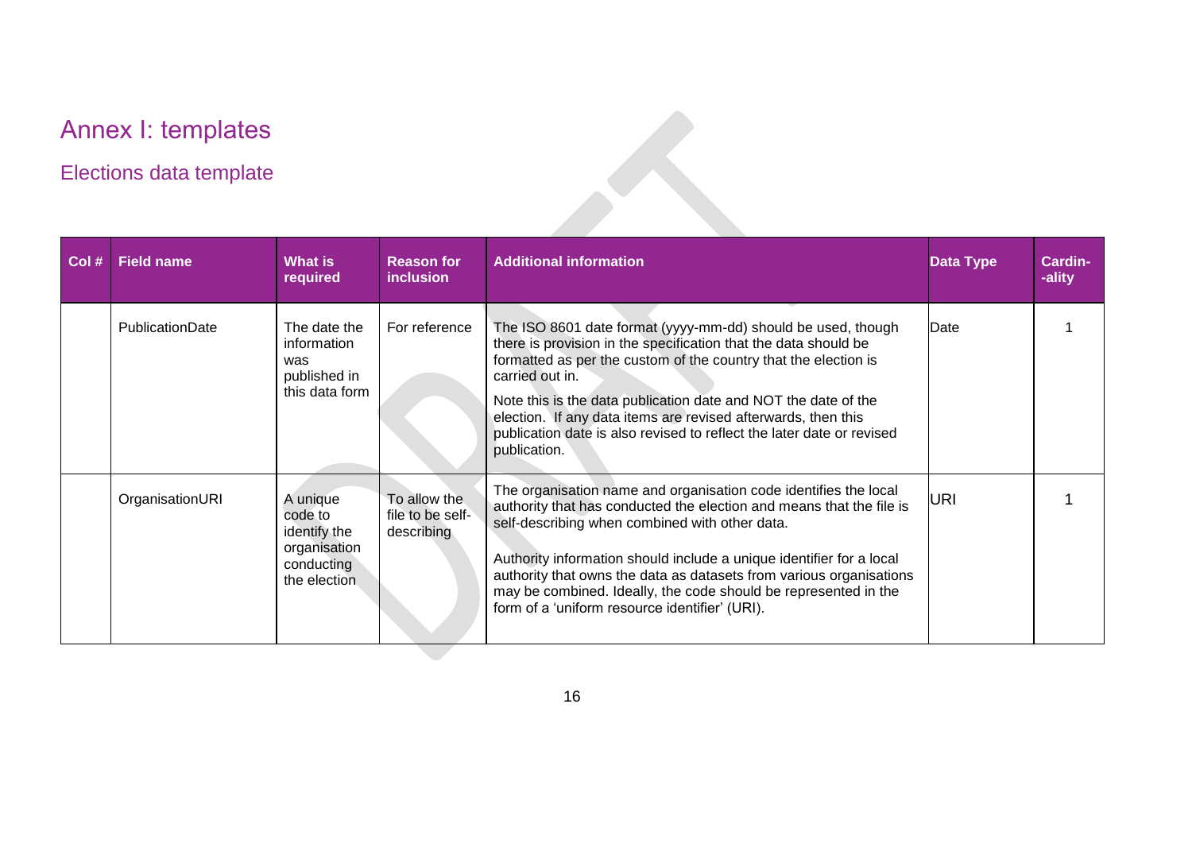# Annex I: templates

## Elections data template

| Col # | Field name | What is required | Reason for inclusion | Additional information | Data Type | Cardin--ality |
|---|---|---|---|---|---|---|
| | PublicationDate | The date the information was published in this data form | For reference | The ISO 8601 date format (yyyy-mm-dd) should be used, though there is provision in the specification that the data should be formatted as per the custom of the country that the election is carried out in.<br><br>Note this is the data publication date and NOT the date of the election. If any data items are revised afterwards, then this publication date is also revised to reflect the later date or revised publication. | Date | 1 |
| | OrganisationURI | A unique code to identify the organisation conducting the election | To allow the file to be self-describing | The organisation name and organisation code identifies the local authority that has conducted the election and means that the file is self-describing when combined with other data.<br><br>Authority information should include a unique identifier for a local authority that owns the data as datasets from various organisations may be combined. Ideally, the code should be represented in the form of a 'uniform resource identifier' (URI). | URI | 1 |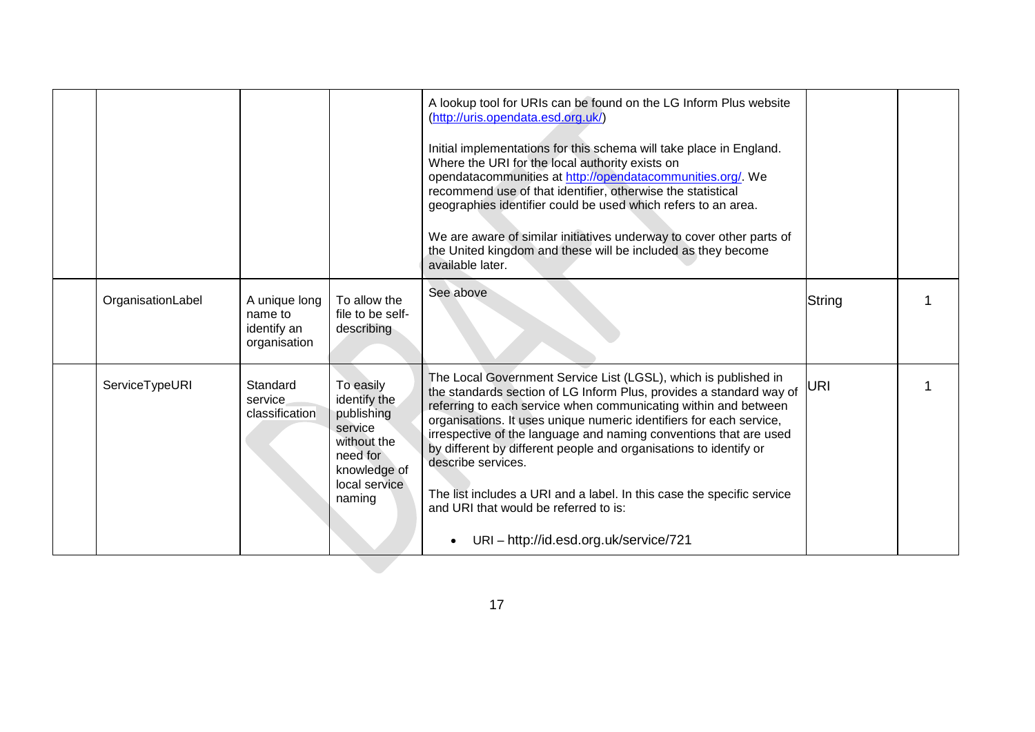|  |  |  |  | A lookup tool for URIs can be found on the LG Inform Plus website (http://uris.opendata.esd.org.uk/)<br><br>Initial implementations for this schema will take place in England. Where the URI for the local authority exists on opendatacommunities at http://opendatacommunities.org/. We recommend use of that identifier, otherwise the statistical geographies identifier could be used which refers to an area.<br><br>We are aware of similar initiatives underway to cover other parts of the United kingdom and these will be included as they become available later. |  |  |
|---|---|---|---|---|---|---|
|  | OrganisationLabel | A unique long name to identify an organisation | To allow the file to be self-describing | See above | String | 1 |
|  | ServiceTypeURI | Standard service classification | To easily identify the publishing service without the need for knowledge of local service naming | The Local Government Service List (LGSL), which is published in the standards section of LG Inform Plus, provides a standard way of referring to each service when communicating within and between organisations. It uses unique numeric identifiers for each service, irrespective of the language and naming conventions that are used by different by different people and organisations to identify or describe services.<br><br>The list includes a URI and a label. In this case the specific service and URI that would be referred to is:<br><br>• URI – http://id.esd.org.uk/service/721 | URI | 1 |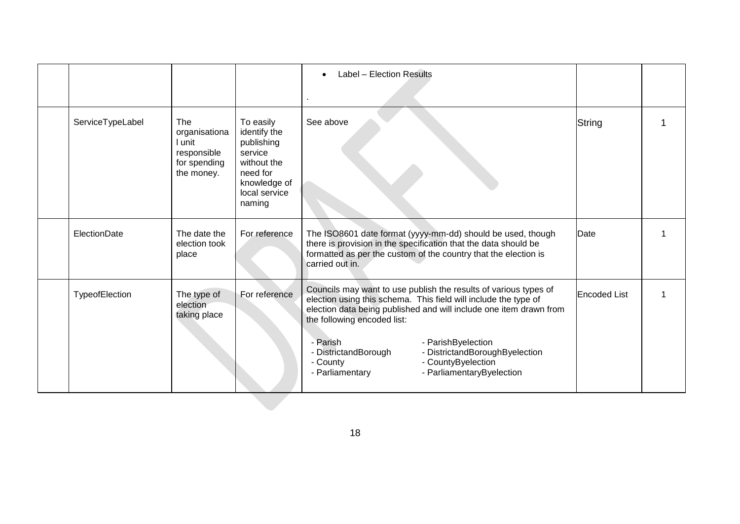| | | | | | | |
|---|---|---|---|---|---|---|
| | | | | • Label – Election Results<br><br>. | | |
| | ServiceTypeLabel | The organisational unit responsible for spending the money. | To easily identify the publishing service without the need for knowledge of local service naming | See above | String | 1 |
| | ElectionDate | The date the election took place | For reference | The ISO8601 date format (yyyy-mm-dd) should be used, though there is provision in the specification that the data should be formatted as per the custom of the country that the election is carried out in. | Date | 1 |
| | TypeofElection | The type of election taking place | For reference | Councils may want to use publish the results of various types of election using this schema. This field will include the type of election data being published and will include one item drawn from the following encoded list:<br><br>- Parish - ParishByelection<br>- DistrictandBorough - DistrictandBoroughByelection<br>- County - CountyByelection<br>- Parliamentary - ParliamentaryByelection | Encoded List | 1 |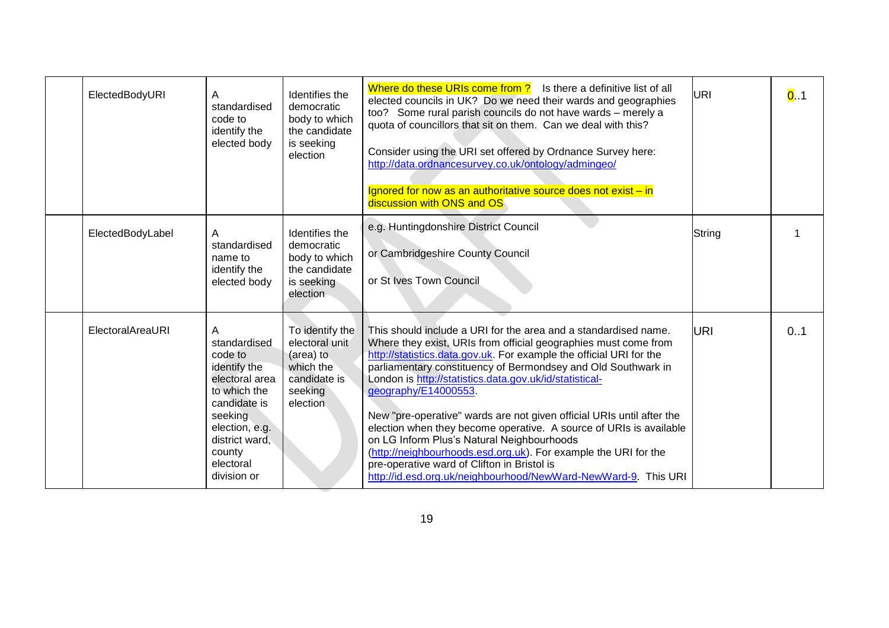|  | ElectedBodyURI | A standardised code to identify the elected body | Identifies the democratic body to which the candidate is seeking election | Where do these URIs come from ? Is there a definitive list of all elected councils in UK? Do we need their wards and geographies too? Some rural parish councils do not have wards – merely a quota of councillors that sit on them. Can we deal with this?<br><br>Consider using the URI set offered by Ordnance Survey here: http://data.ordnancesurvey.co.uk/ontology/admingeo/<br><br>Ignored for now as an authoritative source does not exist – in discussion with ONS and OS | URI | 0..1 |
|---|---|---|---|---|---|---|
|  | ElectedBodyLabel | A standardised name to identify the elected body | Identifies the democratic body to which the candidate is seeking election | e.g. Huntingdonshire District Council<br><br>or Cambridgeshire County Council<br><br>or St Ives Town Council | String | 1 |
|  | ElectoralAreaURI | A standardised code to identify the electoral area to which the candidate is seeking election, e.g. district ward, county electoral division or | To identify the electoral unit (area) to which the candidate is seeking election | This should include a URI for the area and a standardised name. Where they exist, URIs from official geographies must come from http://statistics.data.gov.uk. For example the official URI for the parliamentary constituency of Bermondsey and Old Southwark in London is http://statistics.data.gov.uk/id/statistical-geography/E14000553.<br><br>New "pre-operative" wards are not given official URIs until after the election when they become operative. A source of URIs is available on LG Inform Plus's Natural Neighbourhoods (http://neighbourhoods.esd.org.uk). For example the URI for the pre-operative ward of Clifton in Bristol is http://id.esd.org.uk/neighbourhood/NewWard-NewWard-9. This URI | URI | 0..1 |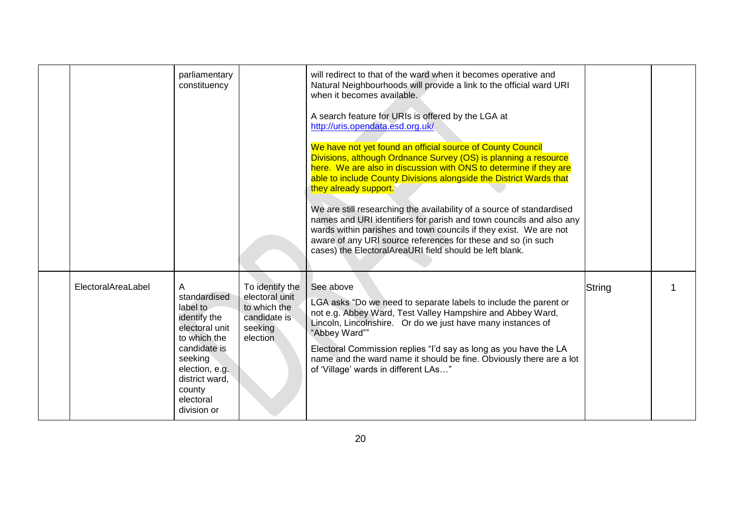|  |  | parliamentary constituency |  | will redirect to that of the ward when it becomes operative and Natural Neighbourhoods will provide a link to the official ward URI when it becomes available.<br><br>A search feature for URIs is offered by the LGA at http://uris.opendata.esd.org.uk/<br><br>We have not yet found an official source of County Council Divisions, although Ordnance Survey (OS) is planning a resource here. We are also in discussion with ONS to determine if they are able to include County Divisions alongside the District Wards that they already support.<br><br>We are still researching the availability of a source of standardised names and URI identifiers for parish and town councils and also any wards within parishes and town councils if they exist. We are not aware of any URI source references for these and so (in such cases) the ElectoralAreaURI field should be left blank. |  |  |
|---|---|---|---|---|---|---|
|  | ElectoralAreaLabel | A standardised label to identify the electoral unit to which the candidate is seeking election, e.g. district ward, county electoral division or | To identify the electoral unit to which the candidate is seeking election | See above<br><br>LGA asks "Do we need to separate labels to include the parent or not e.g. Abbey Ward, Test Valley Hampshire and Abbey Ward, Lincoln, Lincolnshire. Or do we just have many instances of "Abbey Ward""<br><br>Electoral Commission replies "I'd say as long as you have the LA name and the ward name it should be fine. Obviously there are a lot of 'Village' wards in different LAs…" | String | 1 |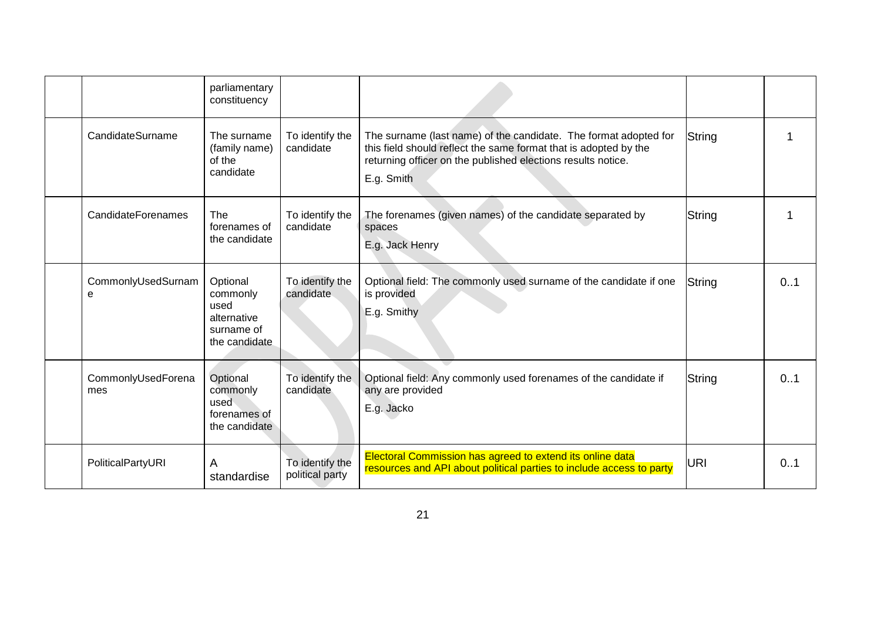| | | | | | | |
|---|---|---|---|---|---|---|
| | | parliamentary constituency | | | | |
| | CandidateSurname | The surname (family name) of the candidate | To identify the candidate | The surname (last name) of the candidate. The format adopted for this field should reflect the same format that is adopted by the returning officer on the published elections results notice.<br>E.g. Smith | String | 1 |
| | CandidateForenames | The forenames of the candidate | To identify the candidate | The forenames (given names) of the candidate separated by spaces<br>E.g. Jack Henry | String | 1 |
| | CommonlyUsedSurname | Optional commonly used alternative surname of the candidate | To identify the candidate | Optional field: The commonly used surname of the candidate if one is provided<br>E.g. Smithy | String | 0..1 |
| | CommonlyUsedForenames | Optional commonly used forenames of the candidate | To identify the candidate | Optional field: Any commonly used forenames of the candidate if any are provided<br>E.g. Jacko | String | 0..1 |
| | PoliticalPartyURI | A standardise | To identify the political party | Electoral Commission has agreed to extend its online data resources and API about political parties to include access to party | URI | 0..1 |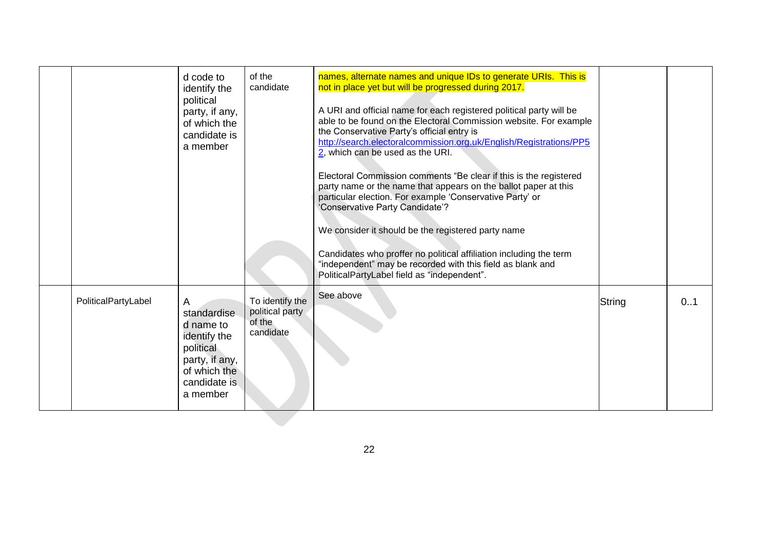| | | | | | |
|---|---|---|---|---|---|
| | | d code to identify the political party, if any, of which the candidate is a member | of the candidate | names, alternate names and unique IDs to generate URIs. This is not in place yet but will be progressed during 2017.<br><br>A URI and official name for each registered political party will be able to be found on the Electoral Commission website. For example the Conservative Party's official entry is http://search.electoralcommission.org.uk/English/Registrations/PP52, which can be used as the URI.<br><br>Electoral Commission comments "Be clear if this is the registered party name or the name that appears on the ballot paper at this particular election. For example 'Conservative Party' or 'Conservative Party Candidate'?<br><br>We consider it should be the registered party name<br><br>Candidates who proffer no political affiliation including the term "independent" may be recorded with this field as blank and PoliticalPartyLabel field as "independent". | | |
| | PoliticalPartyLabel | A standardised name to identify the political party, if any, of which the candidate is a member | To identify the political party of the candidate | See above | String | 0..1 |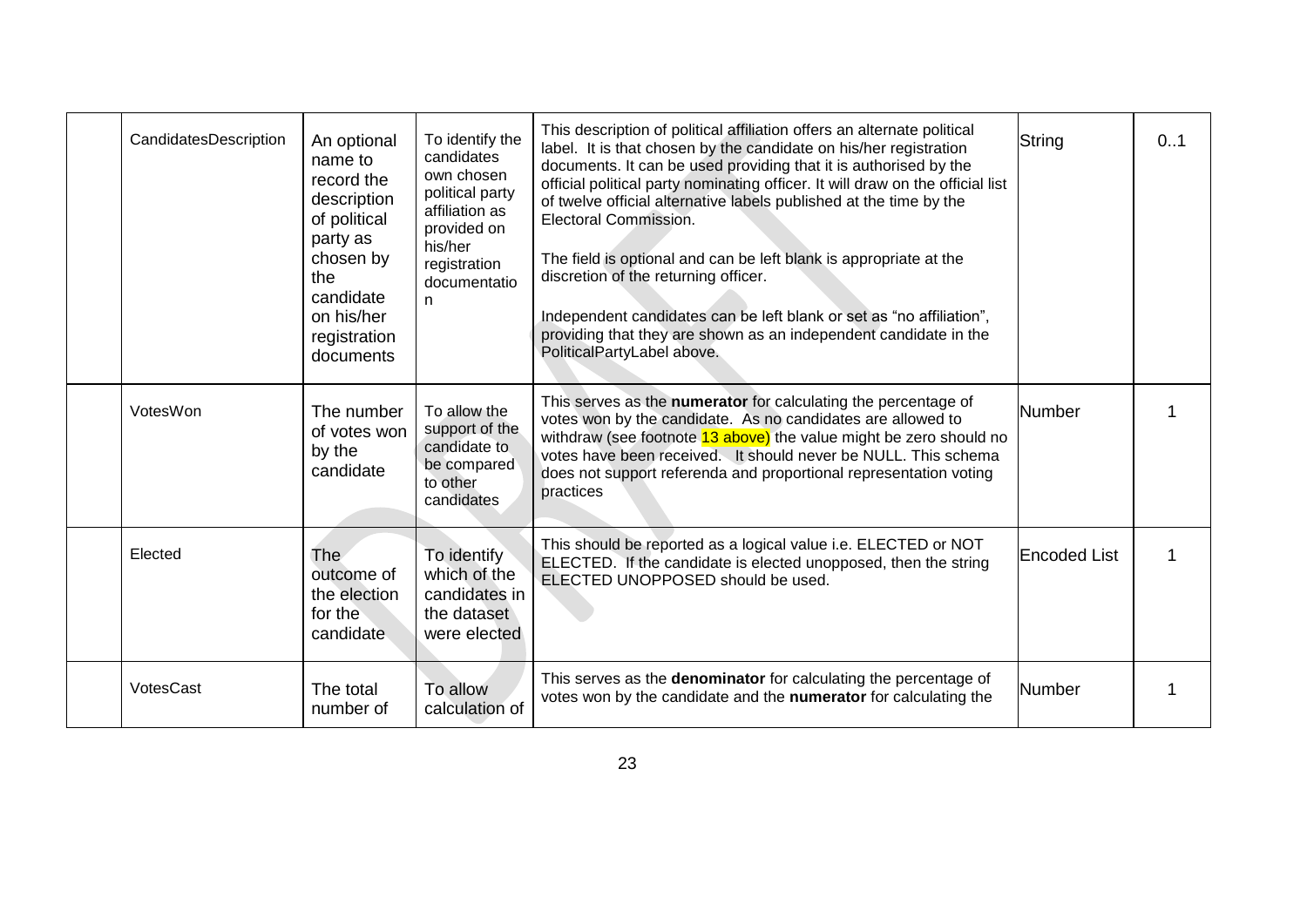| | | | | | | |
|---|---|---|---|---|---|---|
| | CandidatesDescription | An optional name to record the description of political party as chosen by the candidate on his/her registration documents | To identify the candidates own chosen political party affiliation as provided on his/her registration documentation | This description of political affiliation offers an alternate political label. It is that chosen by the candidate on his/her registration documents. It can be used providing that it is authorised by the official political party nominating officer. It will draw on the official list of twelve official alternative labels published at the time by the Electoral Commission.<br><br>The field is optional and can be left blank is appropriate at the discretion of the returning officer.<br><br>Independent candidates can be left blank or set as "no affiliation", providing that they are shown as an independent candidate in the PoliticalPartyLabel above. | String | 0..1 |
| | VotesWon | The number of votes won by the candidate | To allow the support of the candidate to be compared to other candidates | This serves as the **numerator** for calculating the percentage of votes won by the candidate. As no candidates are allowed to withdraw (see footnote 13 above) the value might be zero should no votes have been received. It should never be NULL. This schema does not support referenda and proportional representation voting practices | Number | 1 |
| | Elected | The outcome of the election for the candidate | To identify which of the candidates in the dataset were elected | This should be reported as a logical value i.e. ELECTED or NOT ELECTED. If the candidate is elected unopposed, then the string ELECTED UNOPPOSED should be used. | Encoded List | 1 |
| | VotesCast | The total number of | To allow calculation of | This serves as the **denominator** for calculating the percentage of votes won by the candidate and the **numerator** for calculating the | Number | 1 |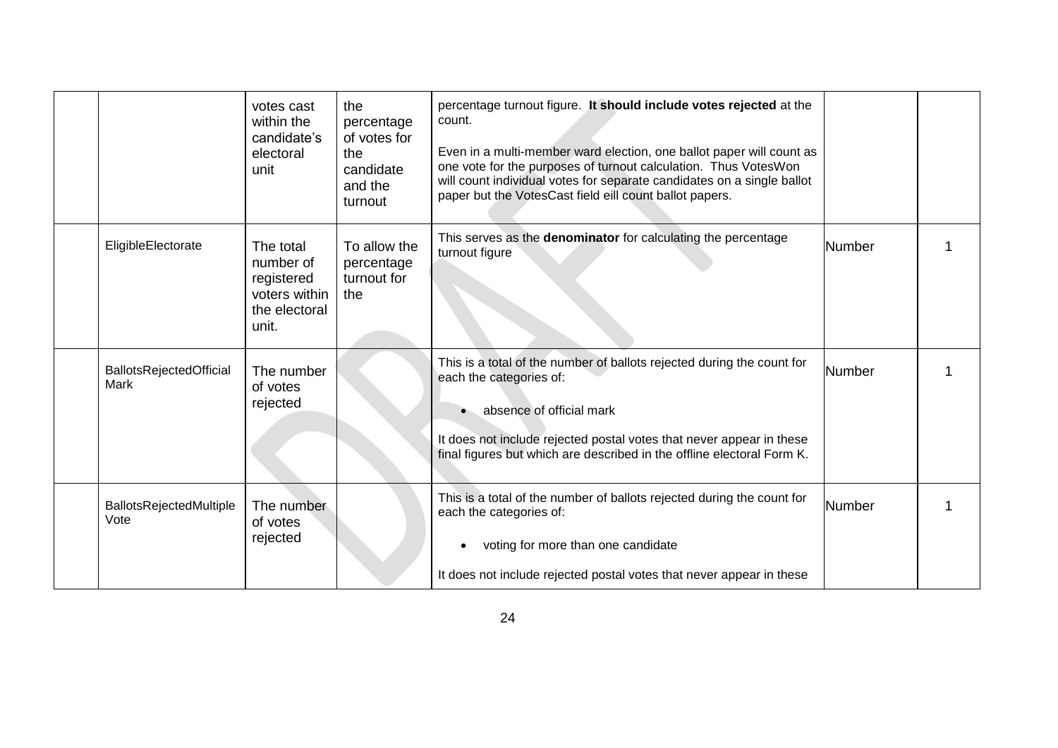| | | | | | | |
|---|---|---|---|---|---|---|
| | | votes cast within the candidate's electoral unit | the percentage of votes for the candidate and the turnout | percentage turnout figure. **It should include votes rejected** at the count.<br><br>Even in a multi-member ward election, one ballot paper will count as one vote for the purposes of turnout calculation. Thus VotesWon will count individual votes for separate candidates on a single ballot paper but the VotesCast field eill count ballot papers. | | |
| | EligibleElectorate | The total number of registered voters within the electoral unit. | To allow the percentage turnout for the | This serves as the **denominator** for calculating the percentage turnout figure | Number | 1 |
| | BallotsRejectedOfficialMark | The number of votes rejected | | This is a total of the number of ballots rejected during the count for each the categories of:<br><br>• absence of official mark<br><br>It does not include rejected postal votes that never appear in these final figures but which are described in the offline electoral Form K. | Number | 1 |
| | BallotsRejectedMultipleVote | The number of votes rejected | | This is a total of the number of ballots rejected during the count for each the categories of:<br><br>• voting for more than one candidate<br><br>It does not include rejected postal votes that never appear in these | Number | 1 |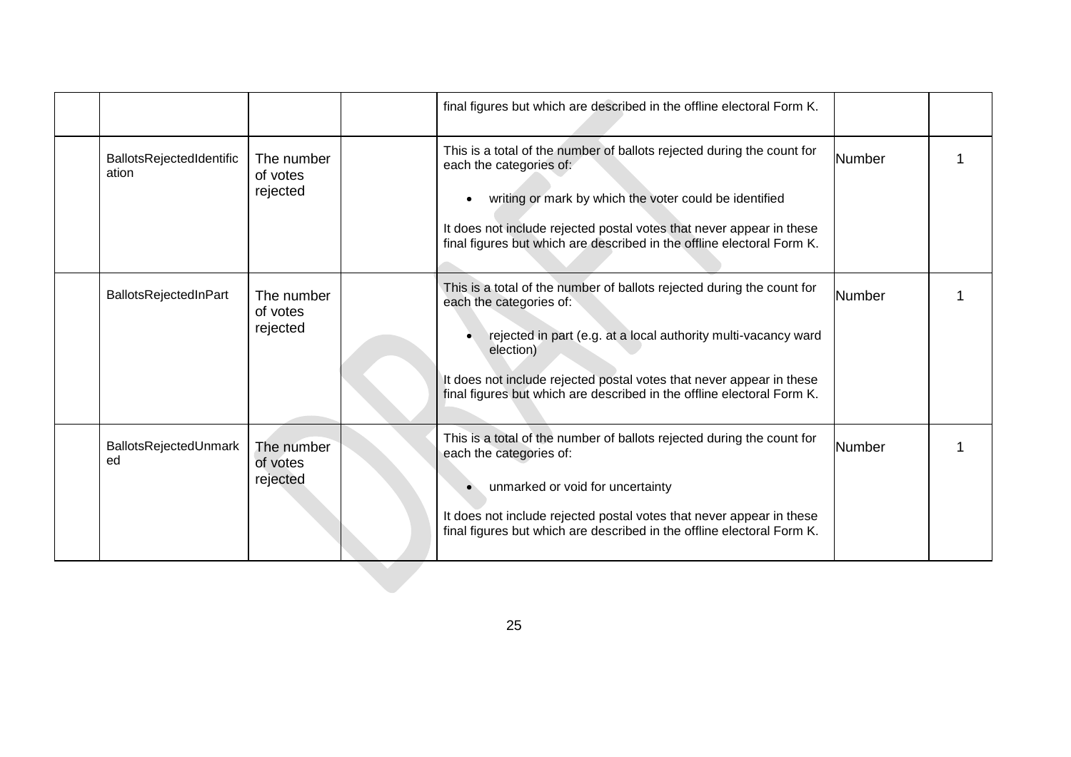| | | | | | | |
|---|---|---|---|---|---|---|
| | | | | final figures but which are described in the offline electoral Form K. | | |
| | BallotsRejectedIdentification | The number of votes rejected | | This is a total of the number of ballots rejected during the count for each the categories of:<br><br>• writing or mark by which the voter could be identified<br><br>It does not include rejected postal votes that never appear in these final figures but which are described in the offline electoral Form K. | Number | 1 |
| | BallotsRejectedInPart | The number of votes rejected | | This is a total of the number of ballots rejected during the count for each the categories of:<br><br>• rejected in part (e.g. at a local authority multi-vacancy ward election)<br><br>It does not include rejected postal votes that never appear in these final figures but which are described in the offline electoral Form K. | Number | 1 |
| | BallotsRejectedUnmarked | The number of votes rejected | | This is a total of the number of ballots rejected during the count for each the categories of:<br><br>• unmarked or void for uncertainty<br><br>It does not include rejected postal votes that never appear in these final figures but which are described in the offline electoral Form K. | Number | 1 |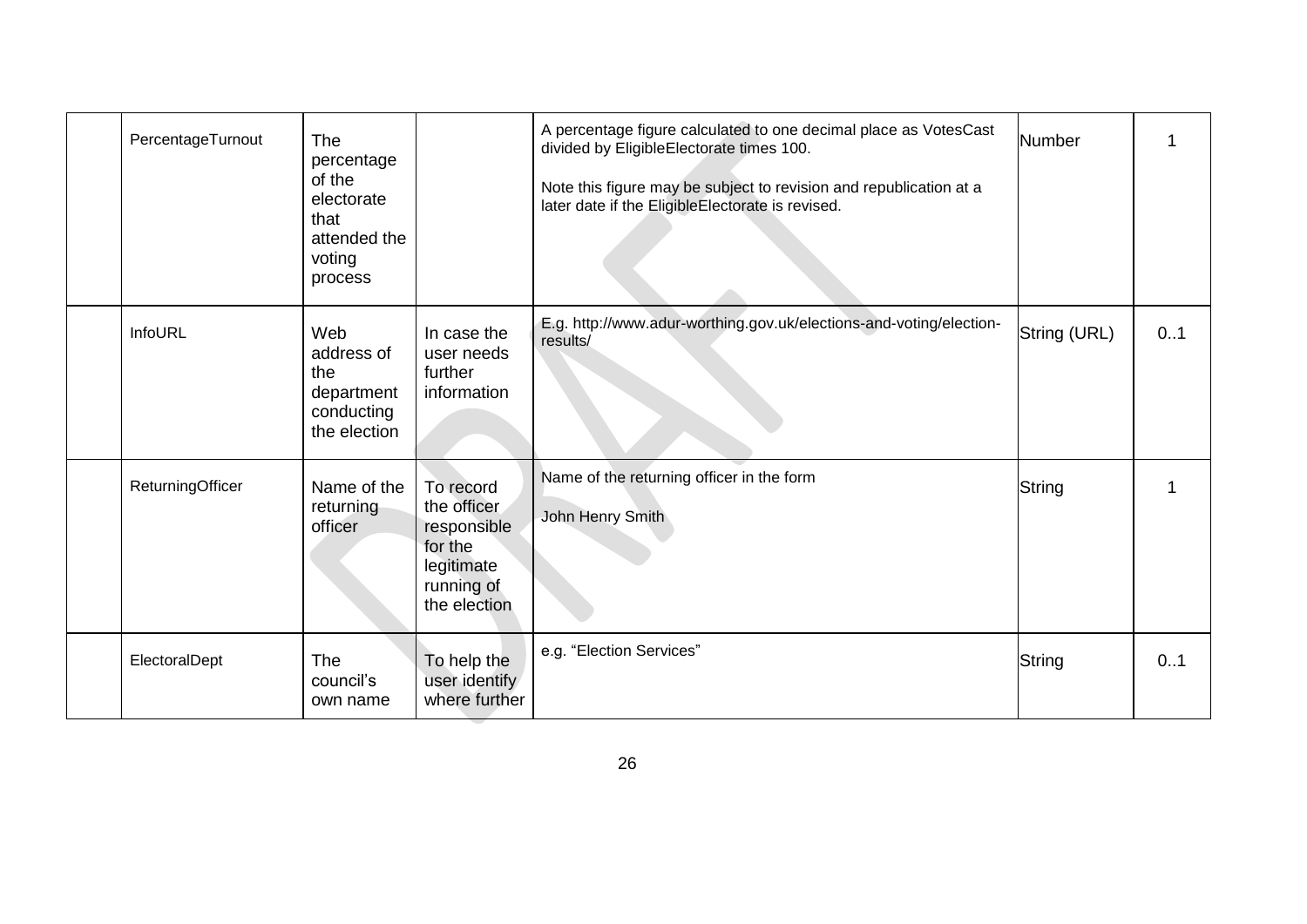|  | PercentageTurnout | The percentage of the electorate that attended the voting process |  | A percentage figure calculated to one decimal place as VotesCast divided by EligibleElectorate times 100.<br><br>Note this figure may be subject to revision and republication at a later date if the EligibleElectorate is revised. | Number | 1 |
|---|---|---|---|---|---|---|
|  | InfoURL | Web address of the department conducting the election | In case the user needs further information | E.g. http://www.adur-worthing.gov.uk/elections-and-voting/election-results/ | String (URL) | 0..1 |
|  | ReturningOfficer | Name of the returning officer | To record the officer responsible for the legitimate running of the election | Name of the returning officer in the form<br><br>John Henry Smith | String | 1 |
|  | ElectoralDept | The council's own name | To help the user identify where further | e.g. "Election Services" | String | 0..1 |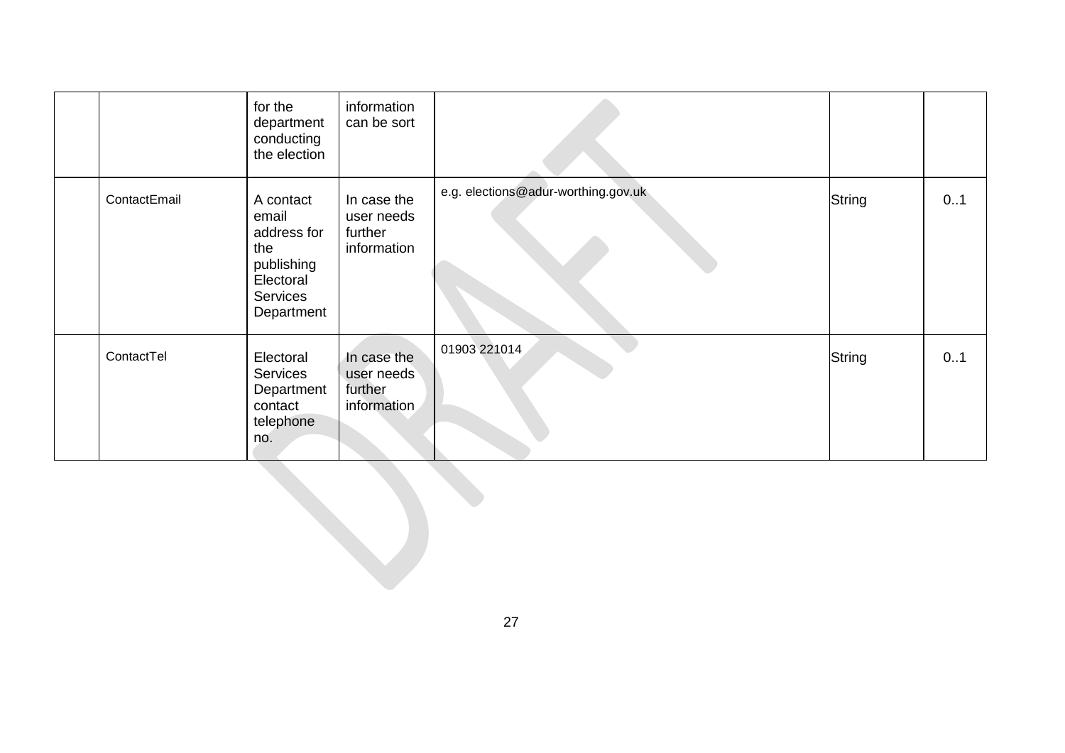|  |  |  |  |  |  |  |
|---|---|---|---|---|---|---|
|  |  | for the department conducting the election | information can be sort |  |  |  |
|  | ContactEmail | A contact email address for the publishing Electoral Services Department | In case the user needs further information | e.g. elections@adur-worthing.gov.uk | String | 0..1 |
|  | ContactTel | Electoral Services Department contact telephone no. | In case the user needs further information | 01903 221014 | String | 0..1 |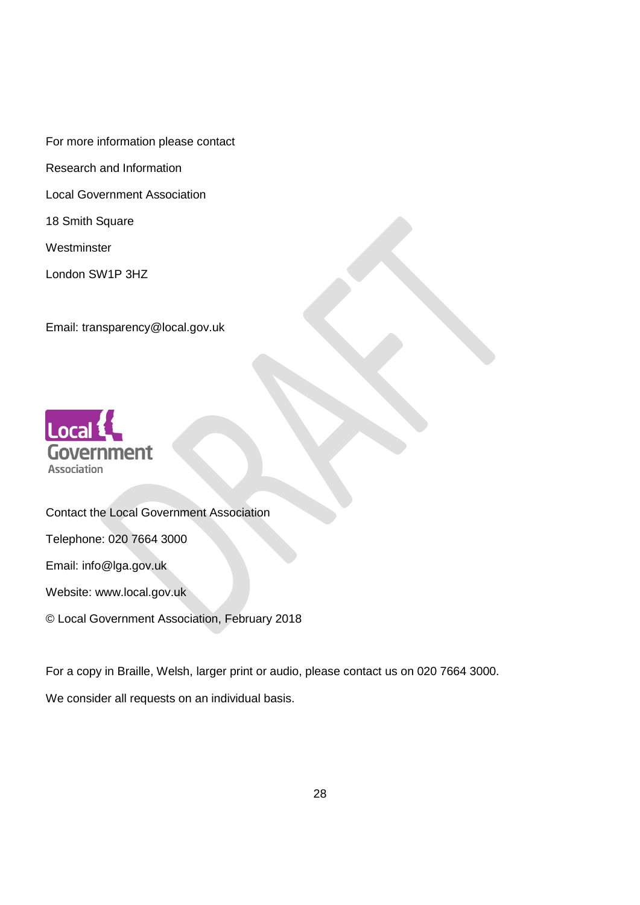For more information please contact

Research and Information

Local Government Association

18 Smith Square

Westminster

London SW1P 3HZ

Email: transparency@local.gov.uk

Local Government Association

Contact the Local Government Association

Telephone: 020 7664 3000

Email: info@lga.gov.uk

Website: www.local.gov.uk

© Local Government Association, February 2018

For a copy in Braille, Welsh, larger print or audio, please contact us on 020 7664 3000.

We consider all requests on an individual basis.